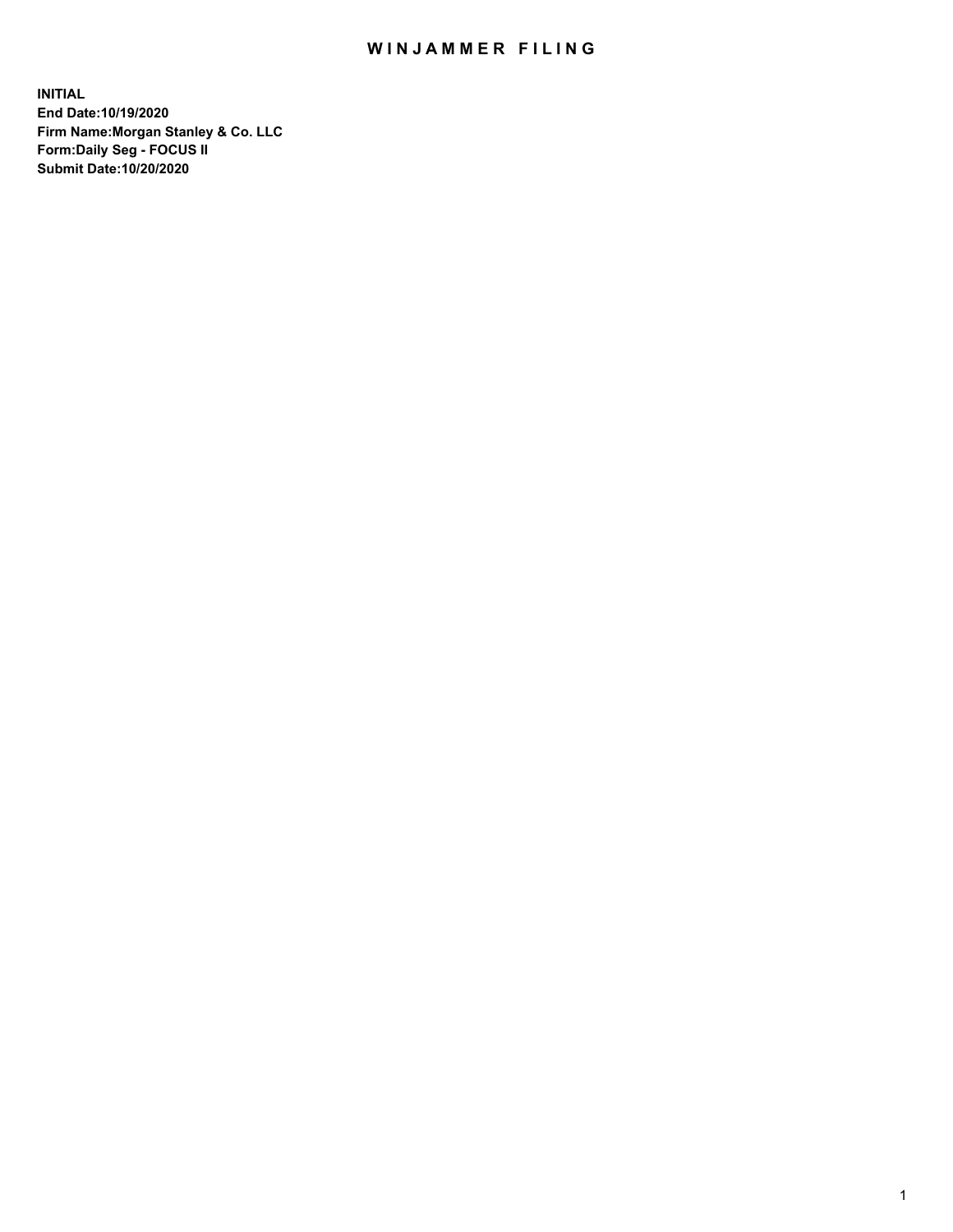# WINJAMMER FILING

**INITIAL**
**End Date:10/19/2020**
**Firm Name:Morgan Stanley & Co. LLC**
**Form:Daily Seg - FOCUS II**
**Submit Date:10/20/2020**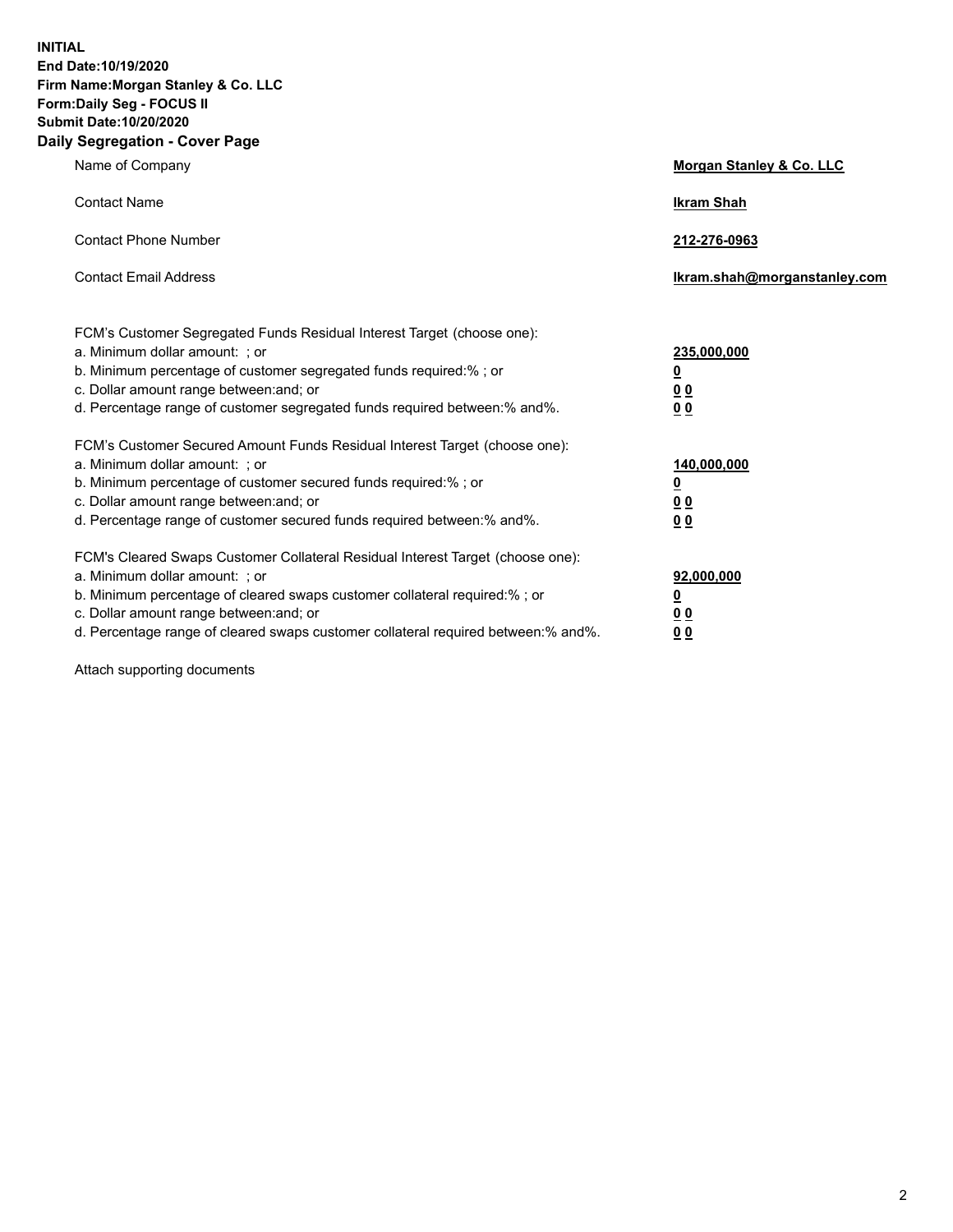**INITIAL**
**End Date:10/19/2020**
**Firm Name:Morgan Stanley & Co. LLC**
**Form:Daily Seg - FOCUS II**
**Submit Date:10/20/2020**
**Daily Segregation - Cover Page**

| | |
|---|---|
| Name of Company | **Morgan Stanley & Co. LLC** |
| Contact Name | **Ikram Shah** |
| Contact Phone Number | **212-276-0963** |
| Contact Email Address | **Ikram.shah@morganstanley.com** |

FCM's Customer Segregated Funds Residual Interest Target (choose one):

| | |
|---|---|
| a. Minimum dollar amount: ; or | **235,000,000** |
| b. Minimum percentage of customer segregated funds required:% ; or | **0** |
| c. Dollar amount range between:and; or | **0 0** |
| d. Percentage range of customer segregated funds required between:% and%. | **0 0** |

FCM's Customer Secured Amount Funds Residual Interest Target (choose one):

| | |
|---|---|
| a. Minimum dollar amount: ; or | **140,000,000** |
| b. Minimum percentage of customer secured funds required:% ; or | **0** |
| c. Dollar amount range between:and; or | **0 0** |
| d. Percentage range of customer secured funds required between:% and%. | **0 0** |

FCM's Cleared Swaps Customer Collateral Residual Interest Target (choose one):

| | |
|---|---|
| a. Minimum dollar amount: ; or | **92,000,000** |
| b. Minimum percentage of cleared swaps customer collateral required:% ; or | **0** |
| c. Dollar amount range between:and; or | **0 0** |
| d. Percentage range of cleared swaps customer collateral required between:% and%. | **0 0** |

Attach supporting documents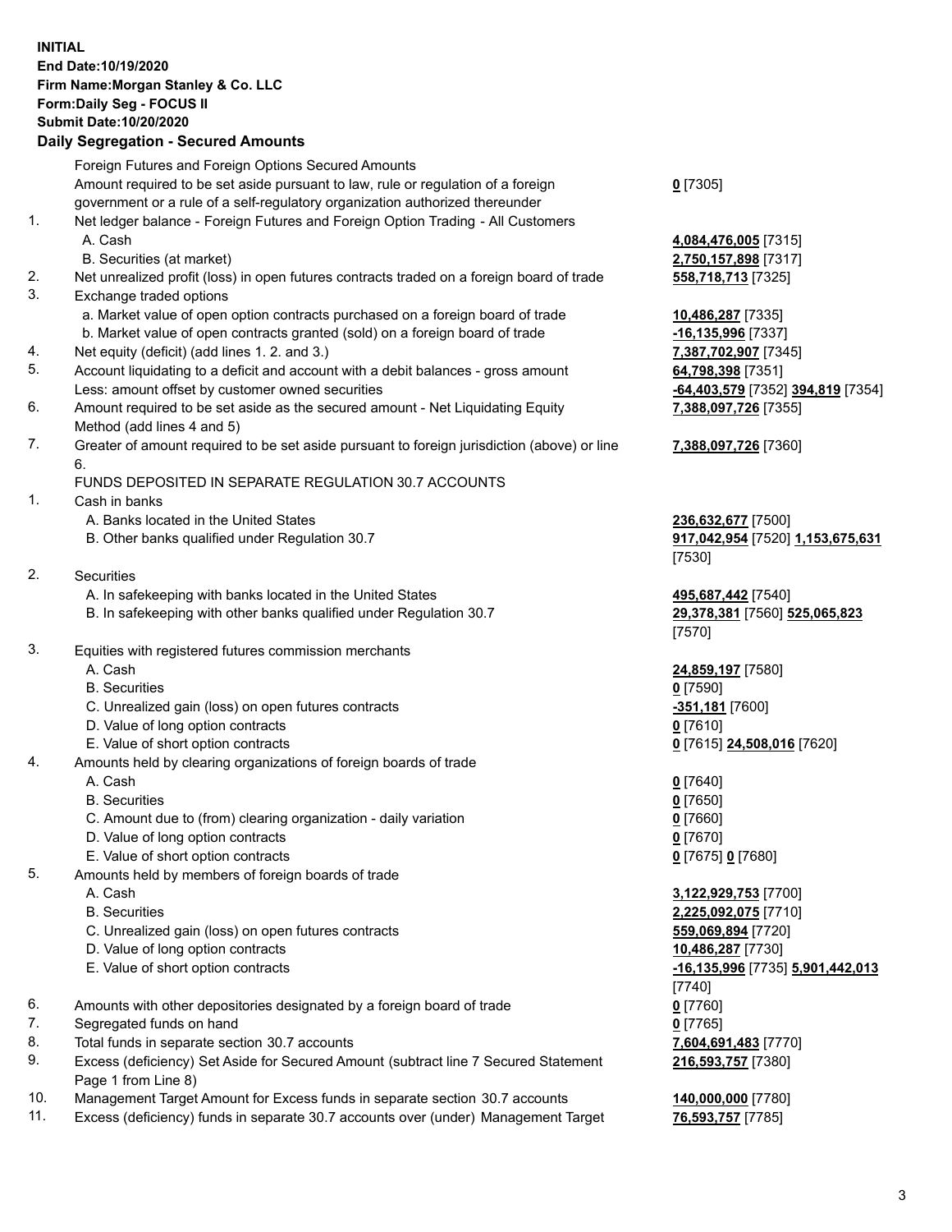**INITIAL**
**End Date:10/19/2020**
**Firm Name:Morgan Stanley & Co. LLC**
**Form:Daily Seg - FOCUS II**
**Submit Date:10/20/2020**

## Daily Segregation - Secured Amounts

| | | |
|---|---|---|
| | Foreign Futures and Foreign Options Secured Amounts | |
| | Amount required to be set aside pursuant to law, rule or regulation of a foreign government or a rule of a self-regulatory organization authorized thereunder | **0** [7305] |
| 1. | Net ledger balance - Foreign Futures and Foreign Option Trading - All Customers | |
| | A. Cash | **4,084,476,005** [7315] |
| | B. Securities (at market) | **2,750,157,898** [7317] |
| 2. | Net unrealized profit (loss) in open futures contracts traded on a foreign board of trade | **558,718,713** [7325] |
| 3. | Exchange traded options | |
| | a. Market value of open option contracts purchased on a foreign board of trade | **10,486,287** [7335] |
| | b. Market value of open contracts granted (sold) on a foreign board of trade | **-16,135,996** [7337] |
| 4. | Net equity (deficit) (add lines 1. 2. and 3.) | **7,387,702,907** [7345] |
| 5. | Account liquidating to a deficit and account with a debit balances - gross amount | **64,798,398** [7351] |
| | Less: amount offset by customer owned securities | **-64,403,579** [7352] **394,819** [7354] |
| 6. | Amount required to be set aside as the secured amount - Net Liquidating Equity Method (add lines 4 and 5) | **7,388,097,726** [7355] |
| 7. | Greater of amount required to be set aside pursuant to foreign jurisdiction (above) or line 6. | **7,388,097,726** [7360] |
| | FUNDS DEPOSITED IN SEPARATE REGULATION 30.7 ACCOUNTS | |
| 1. | Cash in banks | |
| | A. Banks located in the United States | **236,632,677** [7500] |
| | B. Other banks qualified under Regulation 30.7 | **917,042,954** [7520] **1,153,675,631** [7530] |
| 2. | Securities | |
| | A. In safekeeping with banks located in the United States | **495,687,442** [7540] |
| | B. In safekeeping with other banks qualified under Regulation 30.7 | **29,378,381** [7560] **525,065,823** [7570] |
| 3. | Equities with registered futures commission merchants | |
| | A. Cash | **24,859,197** [7580] |
| | B. Securities | **0** [7590] |
| | C. Unrealized gain (loss) on open futures contracts | **-351,181** [7600] |
| | D. Value of long option contracts | **0** [7610] |
| | E. Value of short option contracts | **0** [7615] **24,508,016** [7620] |
| 4. | Amounts held by clearing organizations of foreign boards of trade | |
| | A. Cash | **0** [7640] |
| | B. Securities | **0** [7650] |
| | C. Amount due to (from) clearing organization - daily variation | **0** [7660] |
| | D. Value of long option contracts | **0** [7670] |
| | E. Value of short option contracts | **0** [7675] **0** [7680] |
| 5. | Amounts held by members of foreign boards of trade | |
| | A. Cash | **3,122,929,753** [7700] |
| | B. Securities | **2,225,092,075** [7710] |
| | C. Unrealized gain (loss) on open futures contracts | **559,069,894** [7720] |
| | D. Value of long option contracts | **10,486,287** [7730] |
| | E. Value of short option contracts | **-16,135,996** [7735] **5,901,442,013** [7740] |
| 6. | Amounts with other depositories designated by a foreign board of trade | **0** [7760] |
| 7. | Segregated funds on hand | **0** [7765] |
| 8. | Total funds in separate section 30.7 accounts | **7,604,691,483** [7770] |
| 9. | Excess (deficiency) Set Aside for Secured Amount (subtract line 7 Secured Statement Page 1 from Line 8) | **216,593,757** [7380] |
| 10. | Management Target Amount for Excess funds in separate section 30.7 accounts | **140,000,000** [7780] |
| 11. | Excess (deficiency) funds in separate 30.7 accounts over (under) Management Target | **76,593,757** [7785] |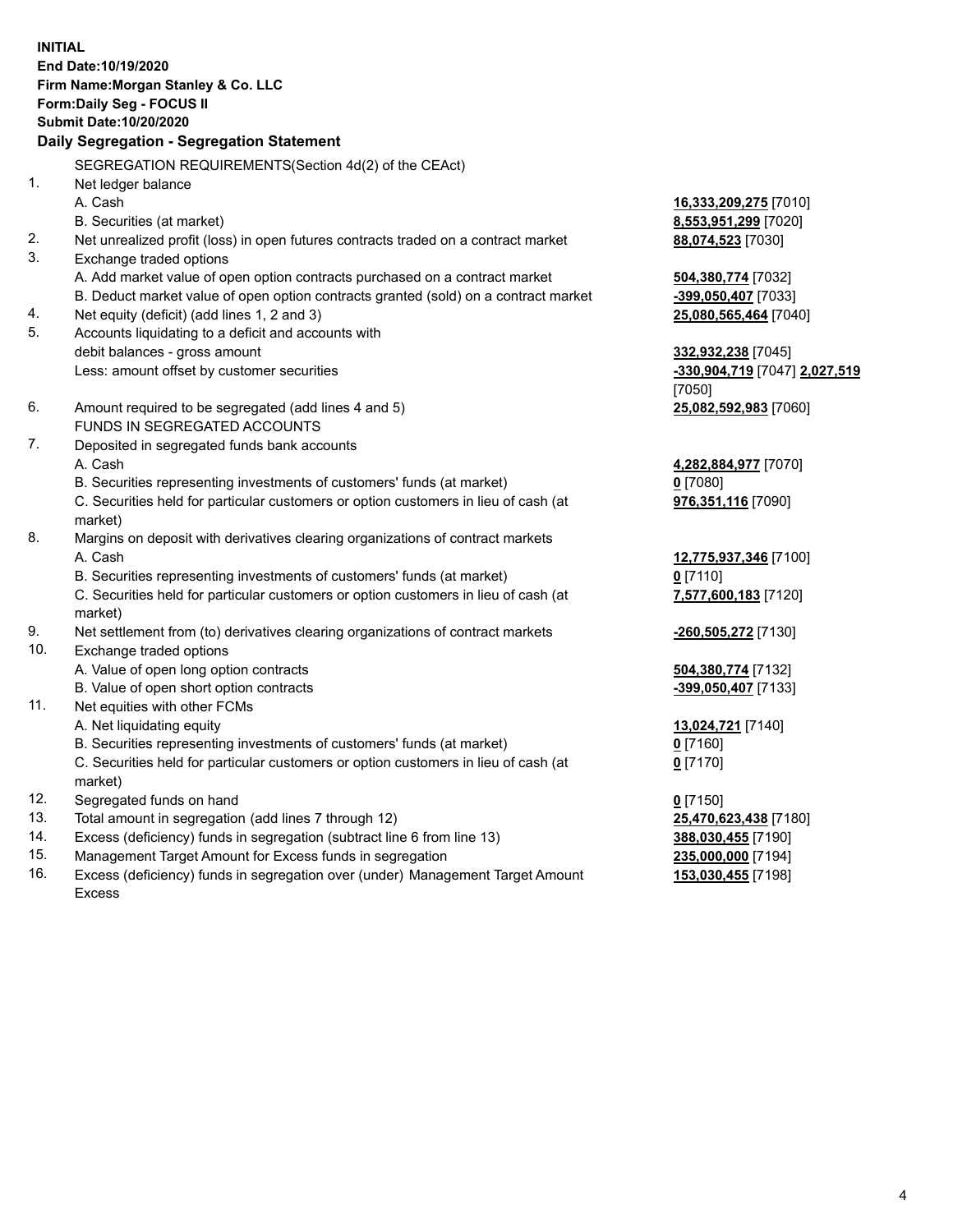**INITIAL**
**End Date:10/19/2020**
**Firm Name:Morgan Stanley & Co. LLC**
**Form:Daily Seg - FOCUS II**
**Submit Date:10/20/2020**

### Daily Segregation - Segregation Statement

SEGREGATION REQUIREMENTS(Section 4d(2) of the CEAct)

| | | |
|---|---|---|
| 1. | Net ledger balance | |
| | A. Cash | **16,333,209,275** [7010] |
| | B. Securities (at market) | **8,553,951,299** [7020] |
| 2. | Net unrealized profit (loss) in open futures contracts traded on a contract market | **88,074,523** [7030] |
| 3. | Exchange traded options | |
| | A. Add market value of open option contracts purchased on a contract market | **504,380,774** [7032] |
| | B. Deduct market value of open option contracts granted (sold) on a contract market | **-399,050,407** [7033] |
| 4. | Net equity (deficit) (add lines 1, 2 and 3) | **25,080,565,464** [7040] |
| 5. | Accounts liquidating to a deficit and accounts with debit balances - gross amount | **332,932,238** [7045] |
| | Less: amount offset by customer securities | **-330,904,719** [7047] **2,027,519** [7050] |
| 6. | Amount required to be segregated (add lines 4 and 5) | **25,082,592,983** [7060] |
| | FUNDS IN SEGREGATED ACCOUNTS | |
| 7. | Deposited in segregated funds bank accounts | |
| | A. Cash | **4,282,884,977** [7070] |
| | B. Securities representing investments of customers' funds (at market) | **0** [7080] |
| | C. Securities held for particular customers or option customers in lieu of cash (at market) | **976,351,116** [7090] |
| 8. | Margins on deposit with derivatives clearing organizations of contract markets | |
| | A. Cash | **12,775,937,346** [7100] |
| | B. Securities representing investments of customers' funds (at market) | **0** [7110] |
| | C. Securities held for particular customers or option customers in lieu of cash (at market) | **7,577,600,183** [7120] |
| 9. | Net settlement from (to) derivatives clearing organizations of contract markets | **-260,505,272** [7130] |
| 10. | Exchange traded options | |
| | A. Value of open long option contracts | **504,380,774** [7132] |
| | B. Value of open short option contracts | **-399,050,407** [7133] |
| 11. | Net equities with other FCMs | |
| | A. Net liquidating equity | **13,024,721** [7140] |
| | B. Securities representing investments of customers' funds (at market) | **0** [7160] |
| | C. Securities held for particular customers or option customers in lieu of cash (at market) | **0** [7170] |
| 12. | Segregated funds on hand | **0** [7150] |
| 13. | Total amount in segregation (add lines 7 through 12) | **25,470,623,438** [7180] |
| 14. | Excess (deficiency) funds in segregation (subtract line 6 from line 13) | **388,030,455** [7190] |
| 15. | Management Target Amount for Excess funds in segregation | **235,000,000** [7194] |
| 16. | Excess (deficiency) funds in segregation over (under) Management Target Amount Excess | **153,030,455** [7198] |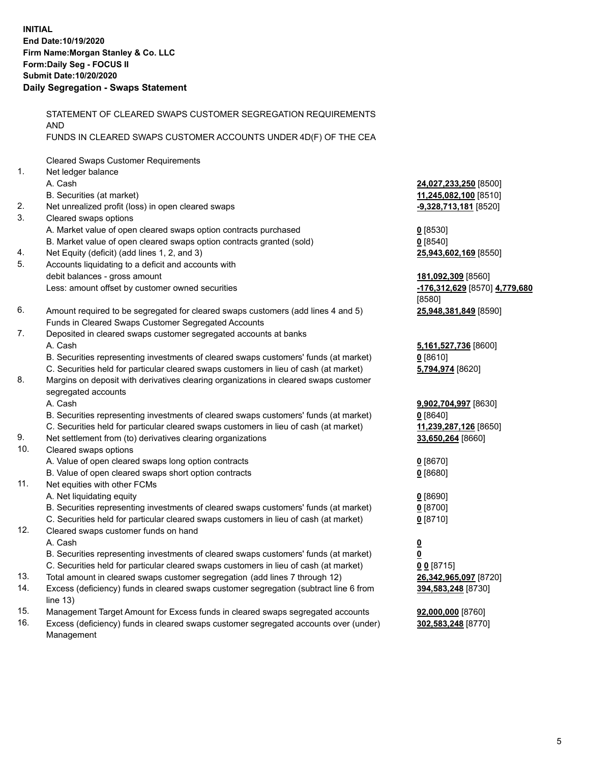**INITIAL**
**End Date:10/19/2020**
**Firm Name:Morgan Stanley & Co. LLC**
**Form:Daily Seg - FOCUS II**
**Submit Date:10/20/2020**
**Daily Segregation - Swaps Statement**

STATEMENT OF CLEARED SWAPS CUSTOMER SEGREGATION REQUIREMENTS AND
FUNDS IN CLEARED SWAPS CUSTOMER ACCOUNTS UNDER 4D(F) OF THE CEA

| | | |
|---|---|---|
| | Cleared Swaps Customer Requirements | |
| 1. | Net ledger balance | |
| | A. Cash | **24,027,233,250** [8500] |
| | B. Securities (at market) | **11,245,082,100** [8510] |
| 2. | Net unrealized profit (loss) in open cleared swaps | **-9,328,713,181** [8520] |
| 3. | Cleared swaps options | |
| | A. Market value of open cleared swaps option contracts purchased | **0** [8530] |
| | B. Market value of open cleared swaps option contracts granted (sold) | **0** [8540] |
| 4. | Net Equity (deficit) (add lines 1, 2, and 3) | **25,943,602,169** [8550] |
| 5. | Accounts liquidating to a deficit and accounts with | |
| | debit balances - gross amount | **181,092,309** [8560] |
| | Less: amount offset by customer owned securities | **-176,312,629** [8570] **4,779,680** [8580] |
| 6. | Amount required to be segregated for cleared swaps customers (add lines 4 and 5) | **25,948,381,849** [8590] |
| | Funds in Cleared Swaps Customer Segregated Accounts | |
| 7. | Deposited in cleared swaps customer segregated accounts at banks | |
| | A. Cash | **5,161,527,736** [8600] |
| | B. Securities representing investments of cleared swaps customers' funds (at market) | **0** [8610] |
| | C. Securities held for particular cleared swaps customers in lieu of cash (at market) | **5,794,974** [8620] |
| 8. | Margins on deposit with derivatives clearing organizations in cleared swaps customer segregated accounts | |
| | A. Cash | **9,902,704,997** [8630] |
| | B. Securities representing investments of cleared swaps customers' funds (at market) | **0** [8640] |
| | C. Securities held for particular cleared swaps customers in lieu of cash (at market) | **11,239,287,126** [8650] |
| 9. | Net settlement from (to) derivatives clearing organizations | **33,650,264** [8660] |
| 10. | Cleared swaps options | |
| | A. Value of open cleared swaps long option contracts | **0** [8670] |
| | B. Value of open cleared swaps short option contracts | **0** [8680] |
| 11. | Net equities with other FCMs | |
| | A. Net liquidating equity | **0** [8690] |
| | B. Securities representing investments of cleared swaps customers' funds (at market) | **0** [8700] |
| | C. Securities held for particular cleared swaps customers in lieu of cash (at market) | **0** [8710] |
| 12. | Cleared swaps customer funds on hand | |
| | A. Cash | **0** |
| | B. Securities representing investments of cleared swaps customers' funds (at market) | **0** |
| | C. Securities held for particular cleared swaps customers in lieu of cash (at market) | **0** **0** [8715] |
| 13. | Total amount in cleared swaps customer segregation (add lines 7 through 12) | **26,342,965,097** [8720] |
| 14. | Excess (deficiency) funds in cleared swaps customer segregation (subtract line 6 from line 13) | **394,583,248** [8730] |
| 15. | Management Target Amount for Excess funds in cleared swaps segregated accounts | **92,000,000** [8760] |
| 16. | Excess (deficiency) funds in cleared swaps customer segregated accounts over (under) Management | **302,583,248** [8770] |